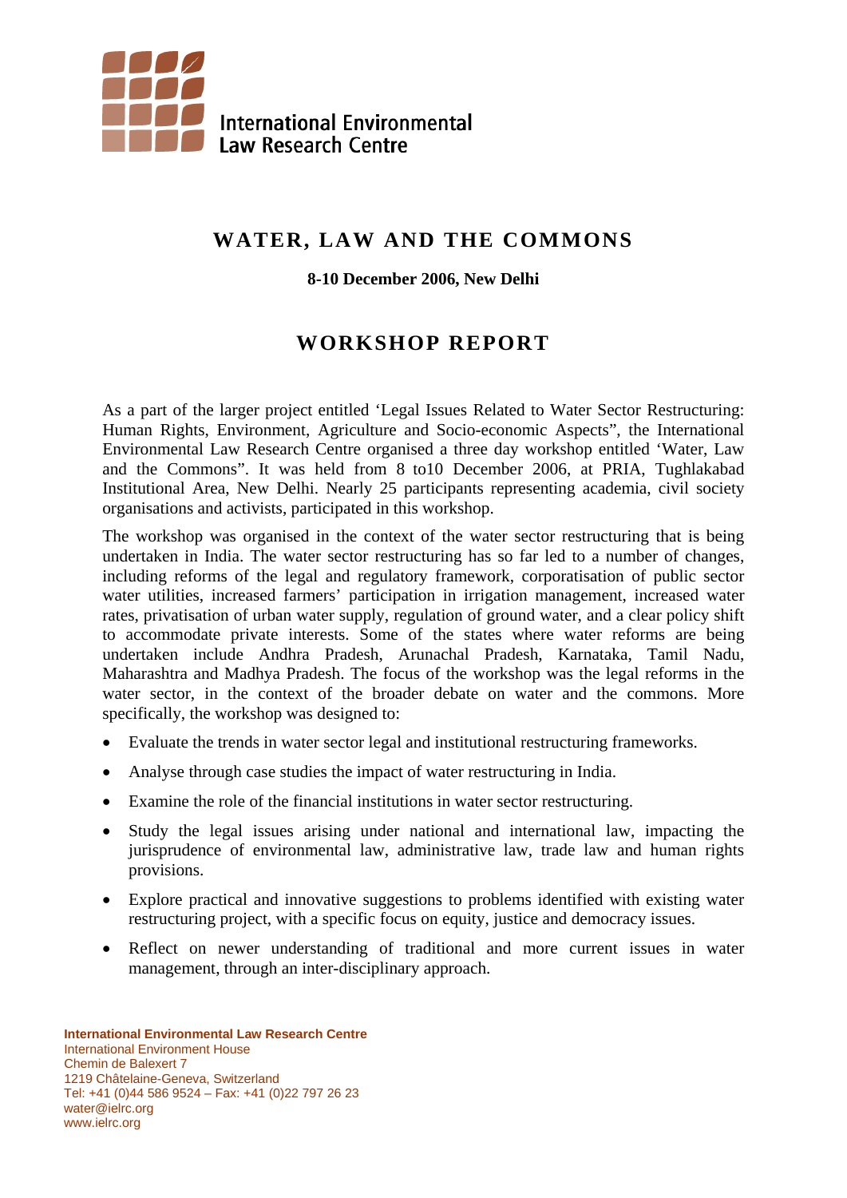International Environmental Law Research Centre

# WATER, LAW AND THE COMMONS

**8-10 December 2006, New Delhi**

## WORKSHOP REPORT

As a part of the larger project entitled 'Legal Issues Related to Water Sector Restructuring: Human Rights, Environment, Agriculture and Socio-economic Aspects", the International Environmental Law Research Centre organised a three day workshop entitled 'Water, Law and the Commons". It was held from 8 to10 December 2006, at PRIA, Tughlakabad Institutional Area, New Delhi. Nearly 25 participants representing academia, civil society organisations and activists, participated in this workshop.

The workshop was organised in the context of the water sector restructuring that is being undertaken in India. The water sector restructuring has so far led to a number of changes, including reforms of the legal and regulatory framework, corporatisation of public sector water utilities, increased farmers' participation in irrigation management, increased water rates, privatisation of urban water supply, regulation of ground water, and a clear policy shift to accommodate private interests. Some of the states where water reforms are being undertaken include Andhra Pradesh, Arunachal Pradesh, Karnataka, Tamil Nadu, Maharashtra and Madhya Pradesh. The focus of the workshop was the legal reforms in the water sector, in the context of the broader debate on water and the commons. More specifically, the workshop was designed to:

- Evaluate the trends in water sector legal and institutional restructuring frameworks.
- Analyse through case studies the impact of water restructuring in India.
- Examine the role of the financial institutions in water sector restructuring.
- Study the legal issues arising under national and international law, impacting the jurisprudence of environmental law, administrative law, trade law and human rights provisions.
- Explore practical and innovative suggestions to problems identified with existing water restructuring project, with a specific focus on equity, justice and democracy issues.
- Reflect on newer understanding of traditional and more current issues in water management, through an inter-disciplinary approach.

**International Environmental Law Research Centre**
International Environment House
Chemin de Balexert 7
1219 Châtelaine-Geneva, Switzerland
Tel: +41 (0)44 586 9524 – Fax: +41 (0)22 797 26 23
water@ielrc.org
www.ielrc.org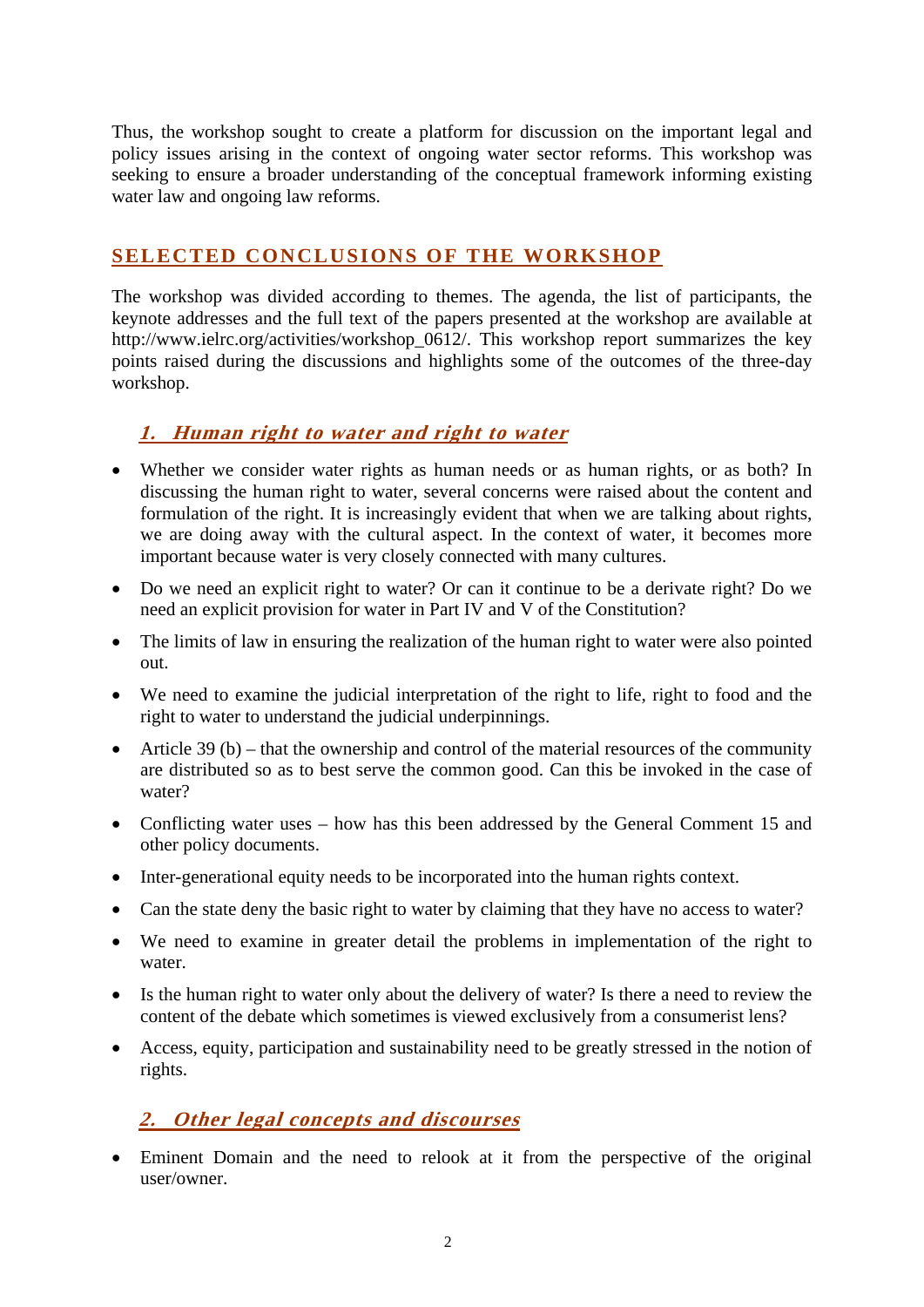Thus, the workshop sought to create a platform for discussion on the important legal and policy issues arising in the context of ongoing water sector reforms. This workshop was seeking to ensure a broader understanding of the conceptual framework informing existing water law and ongoing law reforms.

## SELECTED CONCLUSIONS OF THE WORKSHOP

The workshop was divided according to themes. The agenda, the list of participants, the keynote addresses and the full text of the papers presented at the workshop are available at http://www.ielrc.org/activities/workshop_0612/. This workshop report summarizes the key points raised during the discussions and highlights some of the outcomes of the three-day workshop.

### 1. *Human right to water and right to water*

- Whether we consider water rights as human needs or as human rights, or as both? In discussing the human right to water, several concerns were raised about the content and formulation of the right. It is increasingly evident that when we are talking about rights, we are doing away with the cultural aspect. In the context of water, it becomes more important because water is very closely connected with many cultures.
- Do we need an explicit right to water? Or can it continue to be a derivate right? Do we need an explicit provision for water in Part IV and V of the Constitution?
- The limits of law in ensuring the realization of the human right to water were also pointed out.
- We need to examine the judicial interpretation of the right to life, right to food and the right to water to understand the judicial underpinnings.
- Article 39 (b) – that the ownership and control of the material resources of the community are distributed so as to best serve the common good. Can this be invoked in the case of water?
- Conflicting water uses – how has this been addressed by the General Comment 15 and other policy documents.
- Inter-generational equity needs to be incorporated into the human rights context.
- Can the state deny the basic right to water by claiming that they have no access to water?
- We need to examine in greater detail the problems in implementation of the right to water.
- Is the human right to water only about the delivery of water? Is there a need to review the content of the debate which sometimes is viewed exclusively from a consumerist lens?
- Access, equity, participation and sustainability need to be greatly stressed in the notion of rights.

### 2. *Other legal concepts and discourses*

- Eminent Domain and the need to relook at it from the perspective of the original user/owner.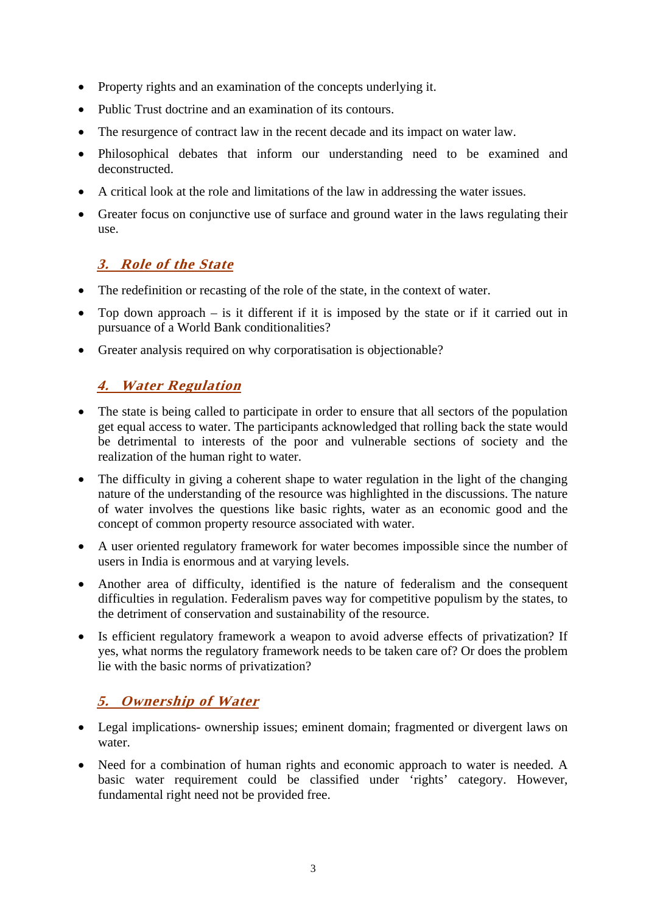- Property rights and an examination of the concepts underlying it.
- Public Trust doctrine and an examination of its contours.
- The resurgence of contract law in the recent decade and its impact on water law.
- Philosophical debates that inform our understanding need to be examined and deconstructed.
- A critical look at the role and limitations of the law in addressing the water issues.
- Greater focus on conjunctive use of surface and ground water in the laws regulating their use.

## *3. Role of the State*

- The redefinition or recasting of the role of the state, in the context of water.
- Top down approach – is it different if it is imposed by the state or if it carried out in pursuance of a World Bank conditionalities?
- Greater analysis required on why corporatisation is objectionable?

## *4. Water Regulation*

- The state is being called to participate in order to ensure that all sectors of the population get equal access to water. The participants acknowledged that rolling back the state would be detrimental to interests of the poor and vulnerable sections of society and the realization of the human right to water.
- The difficulty in giving a coherent shape to water regulation in the light of the changing nature of the understanding of the resource was highlighted in the discussions. The nature of water involves the questions like basic rights, water as an economic good and the concept of common property resource associated with water.
- A user oriented regulatory framework for water becomes impossible since the number of users in India is enormous and at varying levels.
- Another area of difficulty, identified is the nature of federalism and the consequent difficulties in regulation. Federalism paves way for competitive populism by the states, to the detriment of conservation and sustainability of the resource.
- Is efficient regulatory framework a weapon to avoid adverse effects of privatization? If yes, what norms the regulatory framework needs to be taken care of? Or does the problem lie with the basic norms of privatization?

## *5. Ownership of Water*

- Legal implications- ownership issues; eminent domain; fragmented or divergent laws on water.
- Need for a combination of human rights and economic approach to water is needed. A basic water requirement could be classified under 'rights' category. However, fundamental right need not be provided free.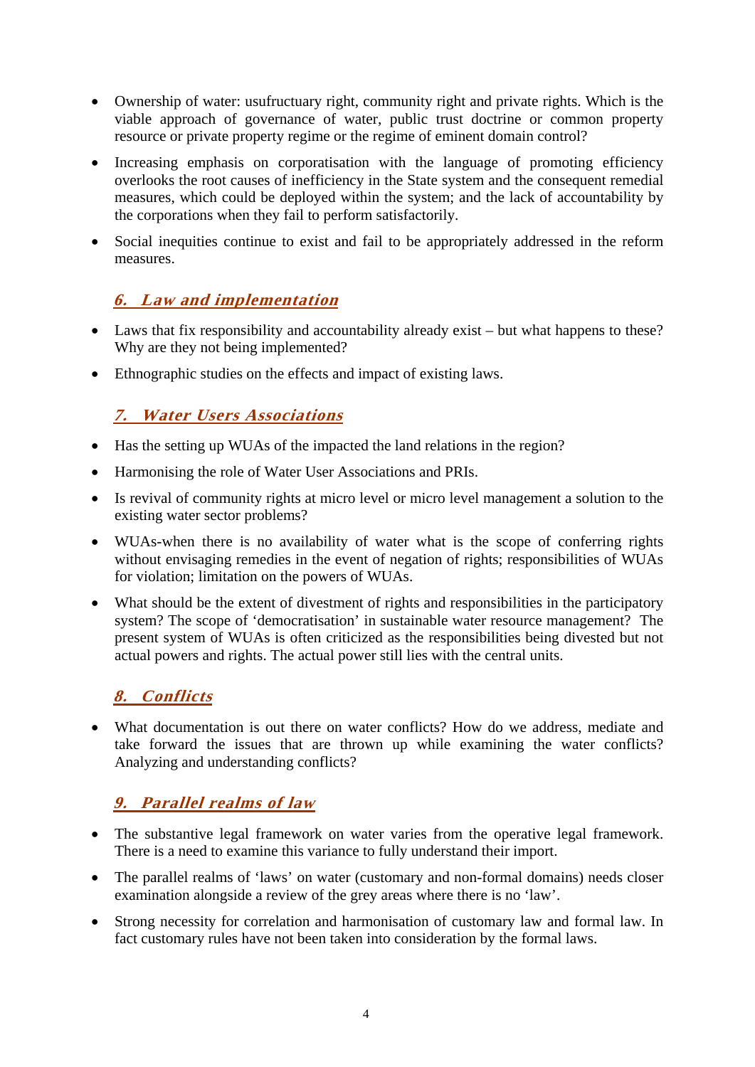- Ownership of water: usufructuary right, community right and private rights. Which is the viable approach of governance of water, public trust doctrine or common property resource or private property regime or the regime of eminent domain control?
- Increasing emphasis on corporatisation with the language of promoting efficiency overlooks the root causes of inefficiency in the State system and the consequent remedial measures, which could be deployed within the system; and the lack of accountability by the corporations when they fail to perform satisfactorily.
- Social inequities continue to exist and fail to be appropriately addressed in the reform measures.

## *6. Law and implementation*

- Laws that fix responsibility and accountability already exist – but what happens to these? Why are they not being implemented?
- Ethnographic studies on the effects and impact of existing laws.

## *7. Water Users Associations*

- Has the setting up WUAs of the impacted the land relations in the region?
- Harmonising the role of Water User Associations and PRIs.
- Is revival of community rights at micro level or micro level management a solution to the existing water sector problems?
- WUAs-when there is no availability of water what is the scope of conferring rights without envisaging remedies in the event of negation of rights; responsibilities of WUAs for violation; limitation on the powers of WUAs.
- What should be the extent of divestment of rights and responsibilities in the participatory system? The scope of 'democratisation' in sustainable water resource management? The present system of WUAs is often criticized as the responsibilities being divested but not actual powers and rights. The actual power still lies with the central units.

## *8. Conflicts*

- What documentation is out there on water conflicts? How do we address, mediate and take forward the issues that are thrown up while examining the water conflicts? Analyzing and understanding conflicts?

## *9. Parallel realms of law*

- The substantive legal framework on water varies from the operative legal framework. There is a need to examine this variance to fully understand their import.
- The parallel realms of 'laws' on water (customary and non-formal domains) needs closer examination alongside a review of the grey areas where there is no 'law'.
- Strong necessity for correlation and harmonisation of customary law and formal law. In fact customary rules have not been taken into consideration by the formal laws.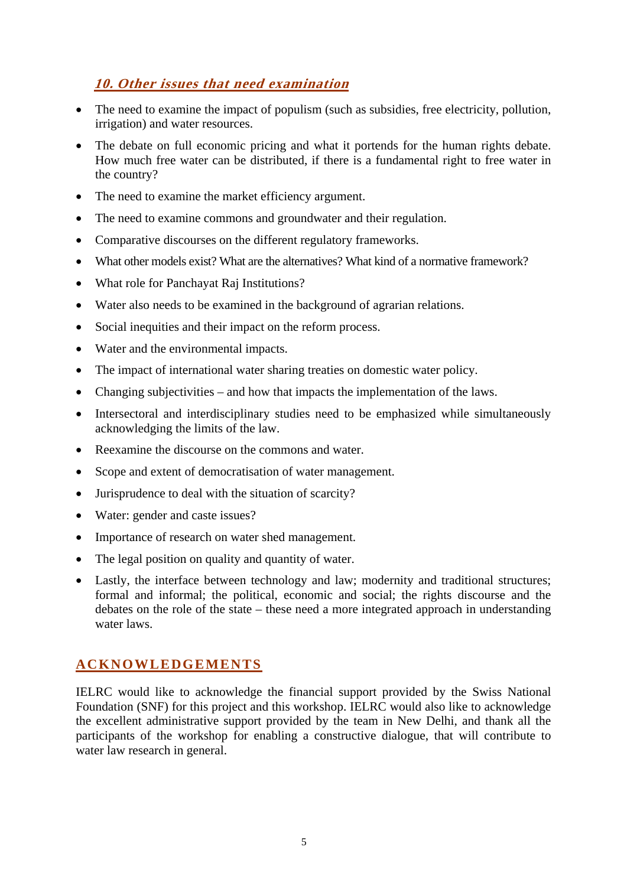## *10. Other issues that need examination*

- The need to examine the impact of populism (such as subsidies, free electricity, pollution, irrigation) and water resources.
- The debate on full economic pricing and what it portends for the human rights debate. How much free water can be distributed, if there is a fundamental right to free water in the country?
- The need to examine the market efficiency argument.
- The need to examine commons and groundwater and their regulation.
- Comparative discourses on the different regulatory frameworks.
- What other models exist? What are the alternatives? What kind of a normative framework?
- What role for Panchayat Raj Institutions?
- Water also needs to be examined in the background of agrarian relations.
- Social inequities and their impact on the reform process.
- Water and the environmental impacts.
- The impact of international water sharing treaties on domestic water policy.
- Changing subjectivities – and how that impacts the implementation of the laws.
- Intersectoral and interdisciplinary studies need to be emphasized while simultaneously acknowledging the limits of the law.
- Reexamine the discourse on the commons and water.
- Scope and extent of democratisation of water management.
- Jurisprudence to deal with the situation of scarcity?
- Water: gender and caste issues?
- Importance of research on water shed management.
- The legal position on quality and quantity of water.
- Lastly, the interface between technology and law; modernity and traditional structures; formal and informal; the political, economic and social; the rights discourse and the debates on the role of the state – these need a more integrated approach in understanding water laws.

## ACKNOWLEDGEMENTS

IELRC would like to acknowledge the financial support provided by the Swiss National Foundation (SNF) for this project and this workshop. IELRC would also like to acknowledge the excellent administrative support provided by the team in New Delhi, and thank all the participants of the workshop for enabling a constructive dialogue, that will contribute to water law research in general.